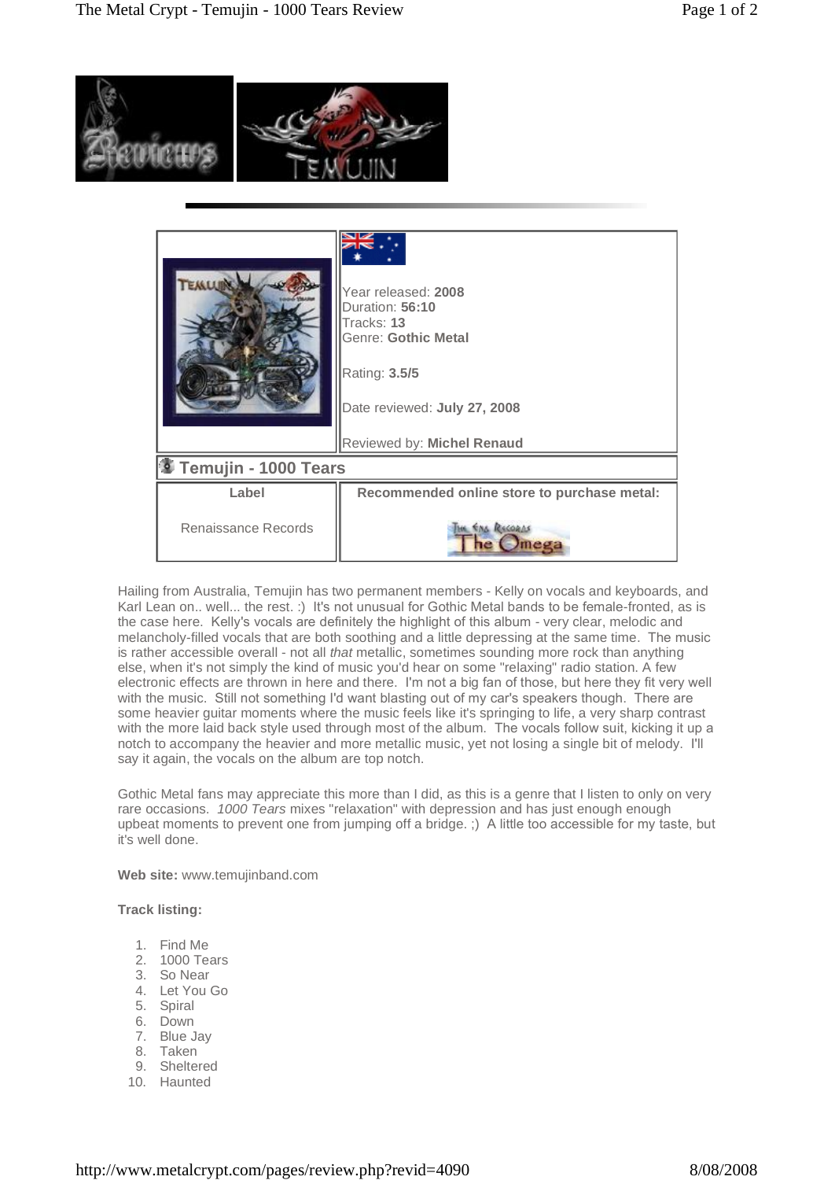| | |
|---|---|
| | Year released: **2008**<br>Duration: **56:10**<br>Tracks: **13**<br>Genre: **Gothic Metal**<br><br>Rating: **3.5/5**<br><br>Date reviewed: **July 27, 2008**<br><br>Reviewed by: **Michel Renaud** |

## Temujin - 1000 Tears

| Label | Recommended online store to purchase metal: |
|---|---|
| Renaissance Records | |

Hailing from Australia, Temujin has two permanent members - Kelly on vocals and keyboards, and Karl Lean on.. well... the rest. :) It's not unusual for Gothic Metal bands to be female-fronted, as is the case here. Kelly's vocals are definitely the highlight of this album - very clear, melodic and melancholy-filled vocals that are both soothing and a little depressing at the same time. The music is rather accessible overall - not all *that* metallic, sometimes sounding more rock than anything else, when it's not simply the kind of music you'd hear on some "relaxing" radio station. A few electronic effects are thrown in here and there. I'm not a big fan of those, but here they fit very well with the music. Still not something I'd want blasting out of my car's speakers though. There are some heavier guitar moments where the music feels like it's springing to life, a very sharp contrast with the more laid back style used through most of the album. The vocals follow suit, kicking it up a notch to accompany the heavier and more metallic music, yet not losing a single bit of melody. I'll say it again, the vocals on the album are top notch.

Gothic Metal fans may appreciate this more than I did, as this is a genre that I listen to only on very rare occasions. *1000 Tears* mixes "relaxation" with depression and has just enough enough upbeat moments to prevent one from jumping off a bridge. ;) A little too accessible for my taste, but it's well done.

**Web site:** www.temujinband.com

**Track listing:**

1. Find Me
2. 1000 Tears
3. So Near
4. Let You Go
5. Spiral
6. Down
7. Blue Jay
8. Taken
9. Sheltered
10. Haunted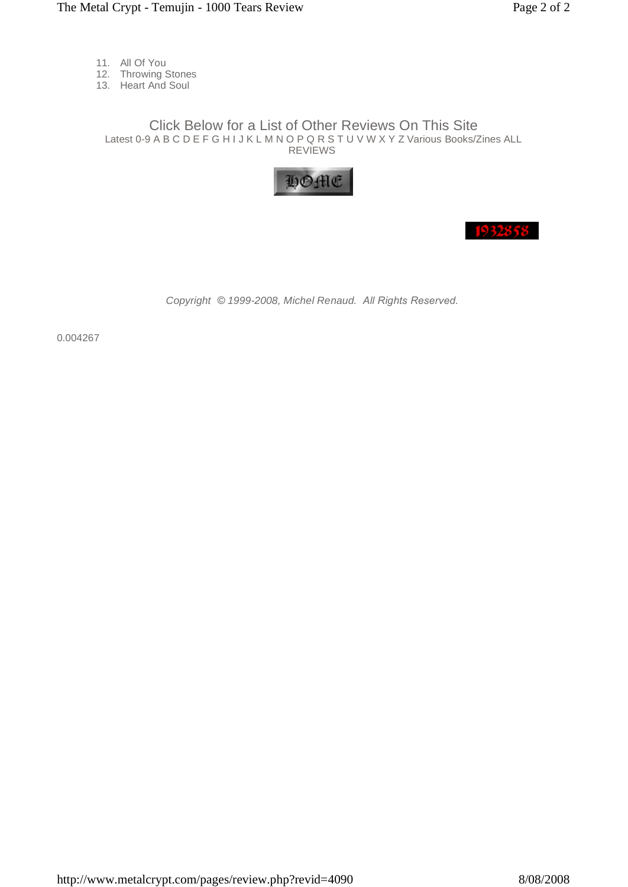11. All Of You
12. Throwing Stones
13. Heart And Soul

Click Below for a List of Other Reviews On This Site

Latest 0-9 A B C D E F G H I J K L M N O P Q R S T U V W X Y Z Various Books/Zines ALL REVIEWS

HOME

1932858

*Copyright © 1999-2008, Michel Renaud. All Rights Reserved.*

0.004267